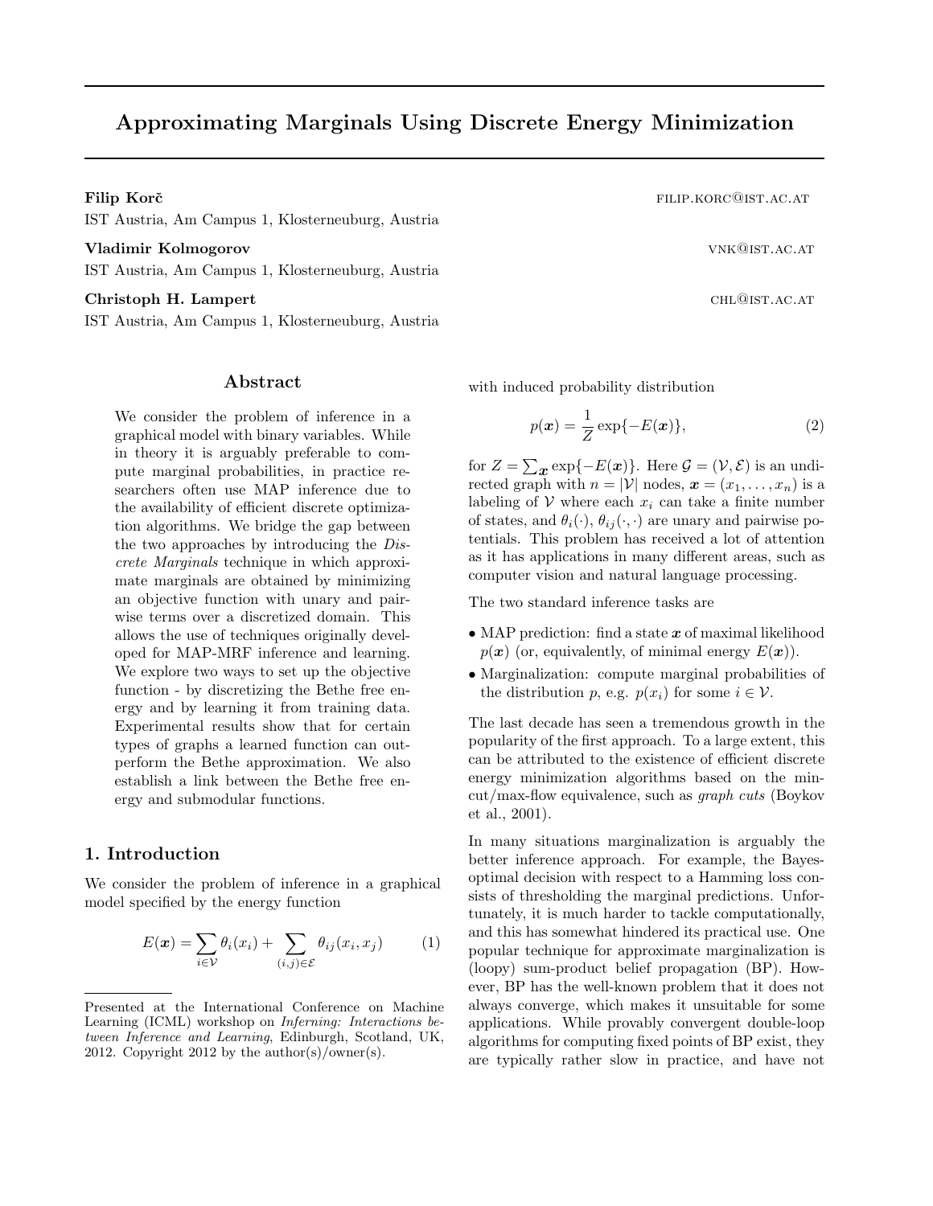# Approximating Marginals Using Discrete Energy Minimization

**Filip Korč** FILIP.KORC@IST.AC.AT
IST Austria, Am Campus 1, Klosterneuburg, Austria

**Vladimir Kolmogorov** VNK@IST.AC.AT
IST Austria, Am Campus 1, Klosterneuburg, Austria

**Christoph H. Lampert** CHL@IST.AC.AT
IST Austria, Am Campus 1, Klosterneuburg, Austria

## Abstract

We consider the problem of inference in a graphical model with binary variables. While in theory it is arguably preferable to compute marginal probabilities, in practice researchers often use MAP inference due to the availability of efficient discrete optimization algorithms. We bridge the gap between the two approaches by introducing the *Discrete Marginals* technique in which approximate marginals are obtained by minimizing an objective function with unary and pairwise terms over a discretized domain. This allows the use of techniques originally developed for MAP-MRF inference and learning. We explore two ways to set up the objective function - by discretizing the Bethe free energy and by learning it from training data. Experimental results show that for certain types of graphs a learned function can outperform the Bethe approximation. We also establish a link between the Bethe free energy and submodular functions.

## 1. Introduction

We consider the problem of inference in a graphical model specified by the energy function

$$E(\boldsymbol{x}) = \sum_{i \in \mathcal{V}} \theta_i(x_i) + \sum_{(i,j) \in \mathcal{E}} \theta_{ij}(x_i, x_j) \tag{1}$$

with induced probability distribution

$$p(\boldsymbol{x}) = \frac{1}{Z} \exp\{-E(\boldsymbol{x})\}, \tag{2}$$

for $Z = \sum_{\boldsymbol{x}} \exp\{-E(\boldsymbol{x})\}$. Here $\mathcal{G} = (\mathcal{V}, \mathcal{E})$ is an undirected graph with $n = |\mathcal{V}|$ nodes, $\boldsymbol{x} = (x_1, \ldots, x_n)$ is a labeling of $\mathcal{V}$ where each $x_i$ can take a finite number of states, and $\theta_i(\cdot)$, $\theta_{ij}(\cdot, \cdot)$ are unary and pairwise potentials. This problem has received a lot of attention as it has applications in many different areas, such as computer vision and natural language processing.

The two standard inference tasks are

- MAP prediction: find a state $\boldsymbol{x}$ of maximal likelihood $p(\boldsymbol{x})$ (or, equivalently, of minimal energy $E(\boldsymbol{x})$).
- Marginalization: compute marginal probabilities of the distribution $p$, e.g. $p(x_i)$ for some $i \in \mathcal{V}$.

The last decade has seen a tremendous growth in the popularity of the first approach. To a large extent, this can be attributed to the existence of efficient discrete energy minimization algorithms based on the min-cut/max-flow equivalence, such as *graph cuts* (Boykov et al., 2001).

In many situations marginalization is arguably the better inference approach. For example, the Bayes-optimal decision with respect to a Hamming loss consists of thresholding the marginal predictions. Unfortunately, it is much harder to tackle computationally, and this has somewhat hindered its practical use. One popular technique for approximate marginalization is (loopy) sum-product belief propagation (BP). However, BP has the well-known problem that it does not always converge, which makes it unsuitable for some applications. While provably convergent double-loop algorithms for computing fixed points of BP exist, they are typically rather slow in practice, and have not

---

Presented at the International Conference on Machine Learning (ICML) workshop on *Inferning: Interactions between Inference and Learning*, Edinburgh, Scotland, UK, 2012. Copyright 2012 by the author(s)/owner(s).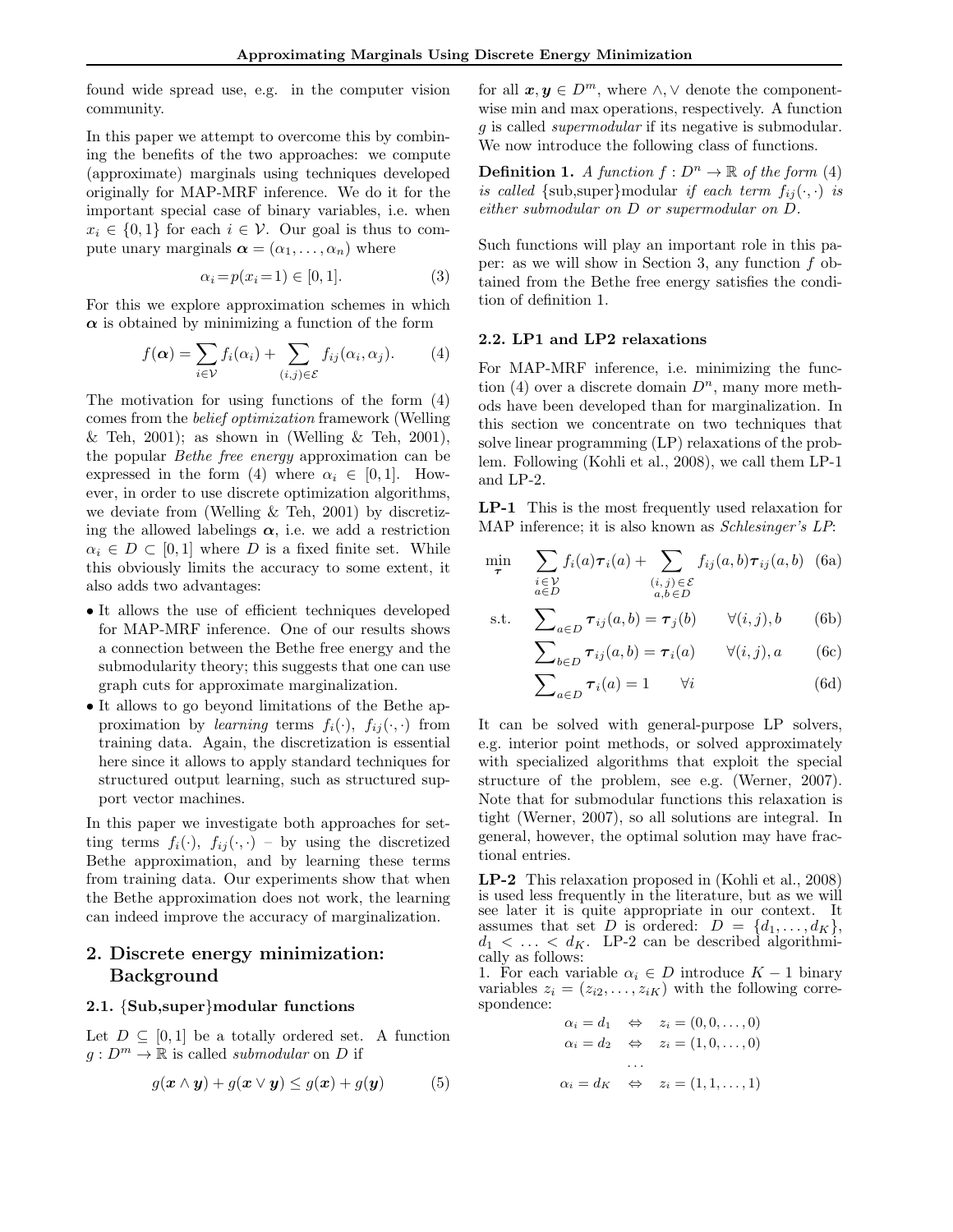found wide spread use, e.g. in the computer vision community.

In this paper we attempt to overcome this by combining the benefits of the two approaches: we compute (approximate) marginals using techniques developed originally for MAP-MRF inference. We do it for the important special case of binary variables, i.e. when $x_i \in \{0,1\}$ for each $i \in \mathcal{V}$. Our goal is thus to compute unary marginals $\boldsymbol{\alpha} = (\alpha_1, \ldots, \alpha_n)$ where

$$\alpha_i = p(x_i = 1) \in [0,1]. \tag{3}$$

For this we explore approximation schemes in which $\boldsymbol{\alpha}$ is obtained by minimizing a function of the form

$$f(\boldsymbol{\alpha}) = \sum_{i \in \mathcal{V}} f_i(\alpha_i) + \sum_{(i,j) \in \mathcal{E}} f_{ij}(\alpha_i, \alpha_j). \tag{4}$$

The motivation for using functions of the form (4) comes from the *belief optimization* framework (Welling & Teh, 2001); as shown in (Welling & Teh, 2001), the popular *Bethe free energy* approximation can be expressed in the form (4) where $\alpha_i \in [0,1]$. However, in order to use discrete optimization algorithms, we deviate from (Welling & Teh, 2001) by discretizing the allowed labelings $\boldsymbol{\alpha}$, i.e. we add a restriction $\alpha_i \in D \subset [0,1]$ where $D$ is a fixed finite set. While this obviously limits the accuracy to some extent, it also adds two advantages:

- It allows the use of efficient techniques developed for MAP-MRF inference. One of our results shows a connection between the Bethe free energy and the submodularity theory; this suggests that one can use graph cuts for approximate marginalization.
- It allows to go beyond limitations of the Bethe approximation by *learning* terms $f_i(\cdot)$, $f_{ij}(\cdot,\cdot)$ from training data. Again, the discretization is essential here since it allows to apply standard techniques for structured output learning, such as structured support vector machines.

In this paper we investigate both approaches for setting terms $f_i(\cdot)$, $f_{ij}(\cdot,\cdot)$ – by using the discretized Bethe approximation, and by learning these terms from training data. Our experiments show that when the Bethe approximation does not work, the learning can indeed improve the accuracy of marginalization.

## 2. Discrete energy minimization: Background

### 2.1. {Sub,super}modular functions

Let $D \subseteq [0,1]$ be a totally ordered set. A function $g : D^m \to \mathbb{R}$ is called *submodular* on $D$ if

$$g(\boldsymbol{x} \wedge \boldsymbol{y}) + g(\boldsymbol{x} \vee \boldsymbol{y}) \le g(\boldsymbol{x}) + g(\boldsymbol{y}) \tag{5}$$

for all $\boldsymbol{x}, \boldsymbol{y} \in D^m$, where $\wedge, \vee$ denote the componentwise min and max operations, respectively. A function $g$ is called *supermodular* if its negative is submodular. We now introduce the following class of functions.

**Definition 1.** *A function $f : D^n \to \mathbb{R}$ of the form (4) is called* {sub,super}modular *if each term $f_{ij}(\cdot,\cdot)$ is either submodular on $D$ or supermodular on $D$.*

Such functions will play an important role in this paper: as we will show in Section 3, any function $f$ obtained from the Bethe free energy satisfies the condition of definition 1.

### 2.2. LP1 and LP2 relaxations

For MAP-MRF inference, i.e. minimizing the function (4) over a discrete domain $D^n$, many more methods have been developed than for marginalization. In this section we concentrate on two techniques that solve linear programming (LP) relaxations of the problem. Following (Kohli et al., 2008), we call them LP-1 and LP-2.

**LP-1** This is the most frequently used relaxation for MAP inference; it is also known as *Schlesinger's LP*:

$$\min_{\boldsymbol{\tau}} \quad \sum_{\substack{i \in \mathcal{V} \\ a \in D}} f_i(a)\boldsymbol{\tau}_i(a) + \sum_{\substack{(i,j) \in \mathcal{E} \\ a,b \in D}} f_{ij}(a,b)\boldsymbol{\tau}_{ij}(a,b) \tag{6a}$$

$$\text{s.t.} \quad \sum\nolimits_{a \in D} \boldsymbol{\tau}_{ij}(a,b) = \boldsymbol{\tau}_j(b) \qquad \forall (i,j), b \tag{6b}$$

$$\sum\nolimits_{b \in D} \boldsymbol{\tau}_{ij}(a,b) = \boldsymbol{\tau}_i(a) \qquad \forall (i,j), a \tag{6c}$$

$$\sum\nolimits_{a \in D} \boldsymbol{\tau}_i(a) = 1 \qquad \forall i \tag{6d}$$

It can be solved with general-purpose LP solvers, e.g. interior point methods, or solved approximately with specialized algorithms that exploit the special structure of the problem, see e.g. (Werner, 2007). Note that for submodular functions this relaxation is tight (Werner, 2007), so all solutions are integral. In general, however, the optimal solution may have fractional entries.

**LP-2** This relaxation proposed in (Kohli et al., 2008) is used less frequently in the literature, but as we will see later it is quite appropriate in our context. It assumes that set $D$ is ordered: $D = \{d_1, \ldots, d_K\}$, $d_1 < \ldots < d_K$. LP-2 can be described algorithmically as follows:

1. For each variable $\alpha_i \in D$ introduce $K-1$ binary variables $z_i = (z_{i2}, \ldots, z_{iK})$ with the following correspondence:

$$\begin{aligned}
\alpha_i = d_1 \quad &\Leftrightarrow \quad z_i = (0,0,\ldots,0) \\
\alpha_i = d_2 \quad &\Leftrightarrow \quad z_i = (1,0,\ldots,0) \\
&\cdots \\
\alpha_i = d_K \quad &\Leftrightarrow \quad z_i = (1,1,\ldots,1)
\end{aligned}$$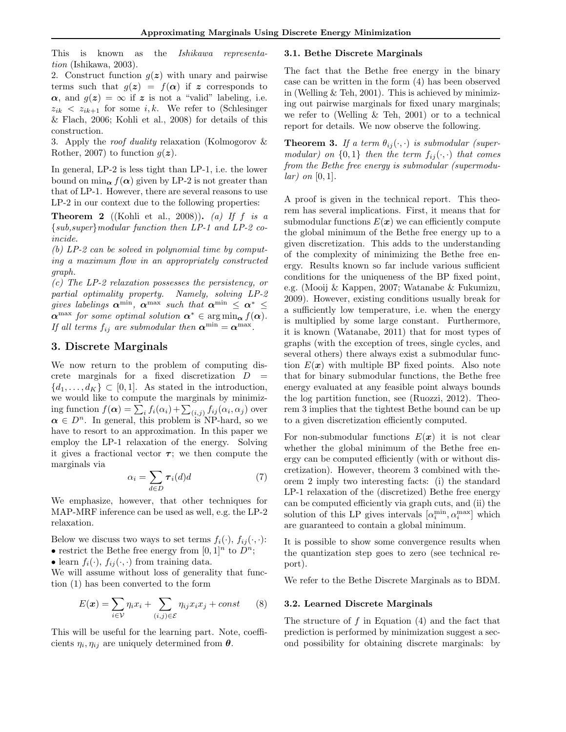This is known as the *Ishikawa representation* (Ishikawa, 2003).

2. Construct function $g(\boldsymbol{z})$ with unary and pairwise terms such that $g(\boldsymbol{z}) = f(\boldsymbol{\alpha})$ if $\boldsymbol{z}$ corresponds to $\boldsymbol{\alpha}$, and $g(\boldsymbol{z}) = \infty$ if $\boldsymbol{z}$ is not a "valid" labeling, i.e. $z_{ik} < z_{ik+1}$ for some $i, k$. We refer to (Schlesinger & Flach, 2006; Kohli et al., 2008) for details of this construction.

3. Apply the *roof duality* relaxation (Kolmogorov & Rother, 2007) to function $g(\boldsymbol{z})$.

In general, LP-2 is less tight than LP-1, i.e. the lower bound on $\min_{\boldsymbol{\alpha}} f(\boldsymbol{\alpha})$ given by LP-2 is not greater than that of LP-1. However, there are several reasons to use LP-2 in our context due to the following properties:

**Theorem 2** ((Kohli et al., 2008))**.** *(a) If $f$ is a {sub,super}modular function then LP-1 and LP-2 coincide.*
*(b) LP-2 can be solved in polynomial time by computing a maximum flow in an appropriately constructed graph.*
*(c) The LP-2 relaxation possesses the persistency, or partial optimality property. Namely, solving LP-2 gives labelings $\boldsymbol{\alpha}^{\min}$, $\boldsymbol{\alpha}^{\max}$ such that $\boldsymbol{\alpha}^{\min} \le \boldsymbol{\alpha}^* \le \boldsymbol{\alpha}^{\max}$ for some optimal solution $\boldsymbol{\alpha}^* \in \arg\min_{\boldsymbol{\alpha}} f(\boldsymbol{\alpha})$. If all terms $f_{ij}$ are submodular then $\boldsymbol{\alpha}^{\min} = \boldsymbol{\alpha}^{\max}$.*

## 3. Discrete Marginals

We now return to the problem of computing discrete marginals for a fixed discretization $D = \{d_1, \ldots, d_K\} \subset [0, 1]$. As stated in the introduction, we would like to compute the marginals by minimizing function $f(\boldsymbol{\alpha}) = \sum_i f_i(\alpha_i) + \sum_{(i,j)} f_{ij}(\alpha_i, \alpha_j)$ over $\boldsymbol{\alpha} \in D^n$. In general, this problem is NP-hard, so we have to resort to an approximation. In this paper we employ the LP-1 relaxation of the energy. Solving it gives a fractional vector $\boldsymbol{\tau}$; we then compute the marginals via

$$\alpha_i = \sum_{d \in D} \boldsymbol{\tau}_i(d) d \tag{7}$$

We emphasize, however, that other techniques for MAP-MRF inference can be used as well, e.g. the LP-2 relaxation.

Below we discuss two ways to set terms $f_i(\cdot)$, $f_{ij}(\cdot, \cdot)$:

- restrict the Bethe free energy from $[0, 1]^n$ to $D^n$;
- learn $f_i(\cdot)$, $f_{ij}(\cdot, \cdot)$ from training data.

We will assume without loss of generality that function (1) has been converted to the form

$$E(\boldsymbol{x}) = \sum_{i \in \mathcal{V}} \eta_i x_i + \sum_{(i,j) \in \mathcal{E}} \eta_{ij} x_i x_j + const \tag{8}$$

This will be useful for the learning part. Note, coefficients $\eta_i, \eta_{ij}$ are uniquely determined from $\boldsymbol{\theta}$.

### 3.1. Bethe Discrete Marginals

The fact that the Bethe free energy in the binary case can be written in the form (4) has been observed in (Welling & Teh, 2001). This is achieved by minimizing out pairwise marginals for fixed unary marginals; we refer to (Welling & Teh, 2001) or to a technical report for details. We now observe the following.

**Theorem 3.** *If a term $\theta_{ij}(\cdot, \cdot)$ is submodular (supermodular) on $\{0, 1\}$ then the term $f_{ij}(\cdot, \cdot)$ that comes from the Bethe free energy is submodular (supermodular) on $[0, 1]$.*

A proof is given in the technical report. This theorem has several implications. First, it means that for submodular functions $E(\boldsymbol{x})$ we can efficiently compute the global minimum of the Bethe free energy up to a given discretization. This adds to the understanding of the complexity of minimizing the Bethe free energy. Results known so far include various sufficient conditions for the uniqueness of the BP fixed point, e.g. (Mooij & Kappen, 2007; Watanabe & Fukumizu, 2009). However, existing conditions usually break for a sufficiently low temperature, i.e. when the energy is multiplied by some large constant. Furthermore, it is known (Watanabe, 2011) that for most types of graphs (with the exception of trees, single cycles, and several others) there always exist a submodular function $E(\boldsymbol{x})$ with multiple BP fixed points. Also note that for binary submodular functions, the Bethe free energy evaluated at any feasible point always bounds the log partition function, see (Ruozzi, 2012). Theorem 3 implies that the tightest Bethe bound can be up to a given discretization efficiently computed.

For non-submodular functions $E(\boldsymbol{x})$ it is not clear whether the global minimum of the Bethe free energy can be computed efficiently (with or without discretization). However, theorem 3 combined with theorem 2 imply two interesting facts: (i) the standard LP-1 relaxation of the (discretized) Bethe free energy can be computed efficiently via graph cuts, and (ii) the solution of this LP gives intervals $[\alpha_i^{\min}, \alpha_i^{\max}]$ which are guaranteed to contain a global minimum.

It is possible to show some convergence results when the quantization step goes to zero (see technical report).

We refer to the Bethe Discrete Marginals as to BDM.

### 3.2. Learned Discrete Marginals

The structure of $f$ in Equation (4) and the fact that prediction is performed by minimization suggest a second possibility for obtaining discrete marginals: by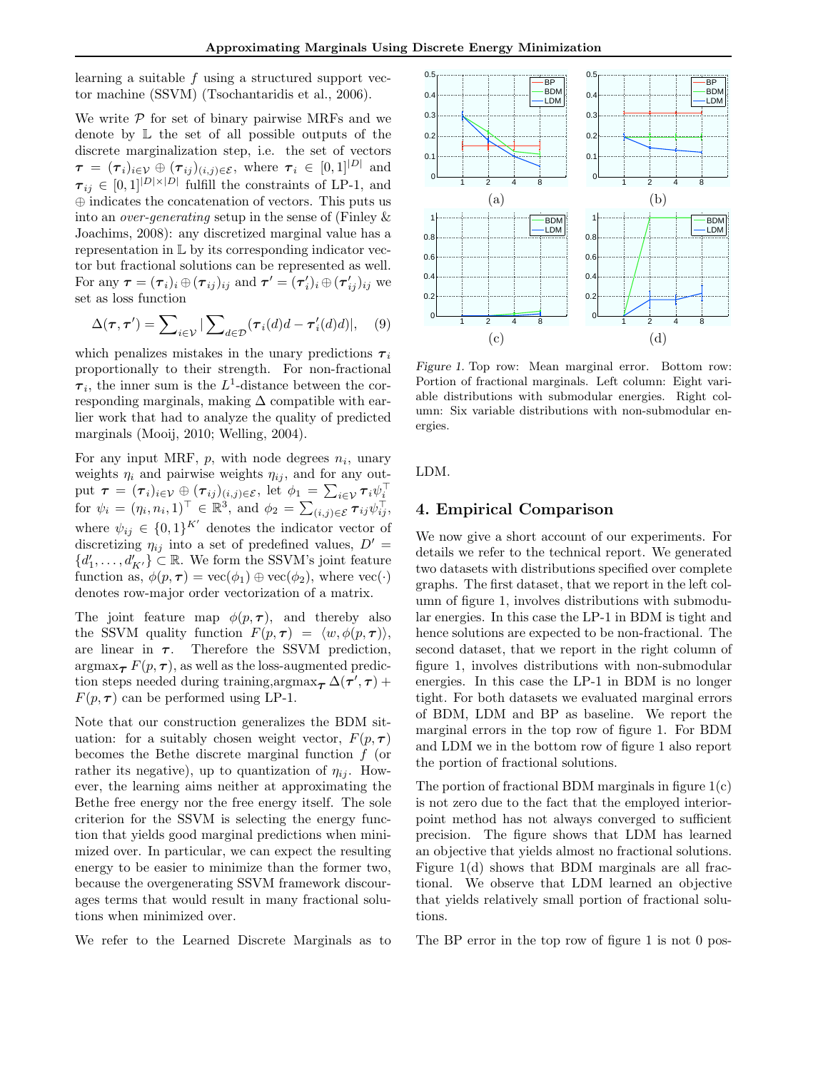learning a suitable $f$ using a structured support vector machine (SSVM) (Tsochantaridis et al., 2006).

We write $\mathcal{P}$ for set of binary pairwise MRFs and we denote by $\mathbb{L}$ the set of all possible outputs of the discrete marginalization step, i.e. the set of vectors $\boldsymbol{\tau} = (\boldsymbol{\tau}_i)_{i\in\mathcal{V}} \oplus (\boldsymbol{\tau}_{ij})_{(i,j)\in\mathcal{E}}$, where $\boldsymbol{\tau}_i \in [0,1]^{|D|}$ and $\boldsymbol{\tau}_{ij} \in [0,1]^{|D|\times|D|}$ fulfill the constraints of LP-1, and $\oplus$ indicates the concatenation of vectors. This puts us into an *over-generating* setup in the sense of (Finley & Joachims, 2008): any discretized marginal value has a representation in $\mathbb{L}$ by its corresponding indicator vector but fractional solutions can be represented as well. For any $\boldsymbol{\tau} = (\boldsymbol{\tau}_i)_i \oplus (\boldsymbol{\tau}_{ij})_{ij}$ and $\boldsymbol{\tau}' = (\boldsymbol{\tau}'_i)_i \oplus (\boldsymbol{\tau}'_{ij})_{ij}$ we set as loss function

$$\Delta(\boldsymbol{\tau}, \boldsymbol{\tau}') = \sum_{i\in\mathcal{V}} \left| \sum_{d\in\mathcal{D}} (\boldsymbol{\tau}_i(d)d - \boldsymbol{\tau}'_i(d)d) \right|, \quad (9)$$

which penalizes mistakes in the unary predictions $\boldsymbol{\tau}_i$ proportionally to their strength. For non-fractional $\boldsymbol{\tau}_i$, the inner sum is the $L^1$-distance between the corresponding marginals, making $\Delta$ compatible with earlier work that had to analyze the quality of predicted marginals (Mooij, 2010; Welling, 2004).

For any input MRF, $p$, with node degrees $n_i$, unary weights $\eta_i$ and pairwise weights $\eta_{ij}$, and for any output $\boldsymbol{\tau} = (\boldsymbol{\tau}_i)_{i\in\mathcal{V}} \oplus (\boldsymbol{\tau}_{ij})_{(i,j)\in\mathcal{E}}$, let $\phi_1 = \sum_{i\in\mathcal{V}} \boldsymbol{\tau}_i \psi_i^\top$ for $\psi_i = (\eta_i, n_i, 1)^\top \in \mathbb{R}^3$, and $\phi_2 = \sum_{(i,j)\in\mathcal{E}} \boldsymbol{\tau}_{ij} \psi_{ij}^\top$, where $\psi_{ij} \in \{0,1\}^{K'}$ denotes the indicator vector of discretizing $\eta_{ij}$ into a set of predefined values, $D' = \{d'_1, \dots, d'_{K'}\} \subset \mathbb{R}$. We form the SSVM's joint feature function as, $\phi(p, \boldsymbol{\tau}) = \mathrm{vec}(\phi_1) \oplus \mathrm{vec}(\phi_2)$, where $\mathrm{vec}(\cdot)$ denotes row-major order vectorization of a matrix.

The joint feature map $\phi(p, \boldsymbol{\tau})$, and thereby also the SSVM quality function $F(p, \boldsymbol{\tau}) = \langle w, \phi(p, \boldsymbol{\tau}) \rangle$, are linear in $\boldsymbol{\tau}$. Therefore the SSVM prediction, $\mathrm{argmax}_{\boldsymbol{\tau}} F(p, \boldsymbol{\tau})$, as well as the loss-augmented prediction steps needed during training, $\mathrm{argmax}_{\boldsymbol{\tau}} \Delta(\boldsymbol{\tau}', \boldsymbol{\tau}) + F(p, \boldsymbol{\tau})$ can be performed using LP-1.

Note that our construction generalizes the BDM situation: for a suitably chosen weight vector, $F(p, \boldsymbol{\tau})$ becomes the Bethe discrete marginal function $f$ (or rather its negative), up to quantization of $\eta_{ij}$. However, the learning aims neither at approximating the Bethe free energy nor the free energy itself. The sole criterion for the SSVM is selecting the energy function that yields good marginal predictions when minimized over. In particular, we can expect the resulting energy to be easier to minimize than the former two, because the overgenerating SSVM framework discourages terms that would result in many fractional solutions when minimized over.

We refer to the Learned Discrete Marginals as to LDM.

*Figure 1.* Top row: Mean marginal error. Bottom row: Portion of fractional marginals. Left column: Eight variable distributions with submodular energies. Right column: Six variable distributions with non-submodular energies.

## 4. Empirical Comparison

We now give a short account of our experiments. For details we refer to the technical report. We generated two datasets with distributions specified over complete graphs. The first dataset, that we report in the left column of figure 1, involves distributions with submodular energies. In this case the LP-1 in BDM is tight and hence solutions are expected to be non-fractional. The second dataset, that we report in the right column of figure 1, involves distributions with non-submodular energies. In this case the LP-1 in BDM is no longer tight. For both datasets we evaluated marginal errors of BDM, LDM and BP as baseline. We report the marginal errors in the top row of figure 1. For BDM and LDM we in the bottom row of figure 1 also report the portion of fractional solutions.

The portion of fractional BDM marginals in figure 1(c) is not zero due to the fact that the employed interior-point method has not always converged to sufficient precision. The figure shows that LDM has learned an objective that yields almost no fractional solutions. Figure 1(d) shows that BDM marginals are all fractional. We observe that LDM learned an objective that yields relatively small portion of fractional solutions.

The BP error in the top row of figure 1 is not 0 pos-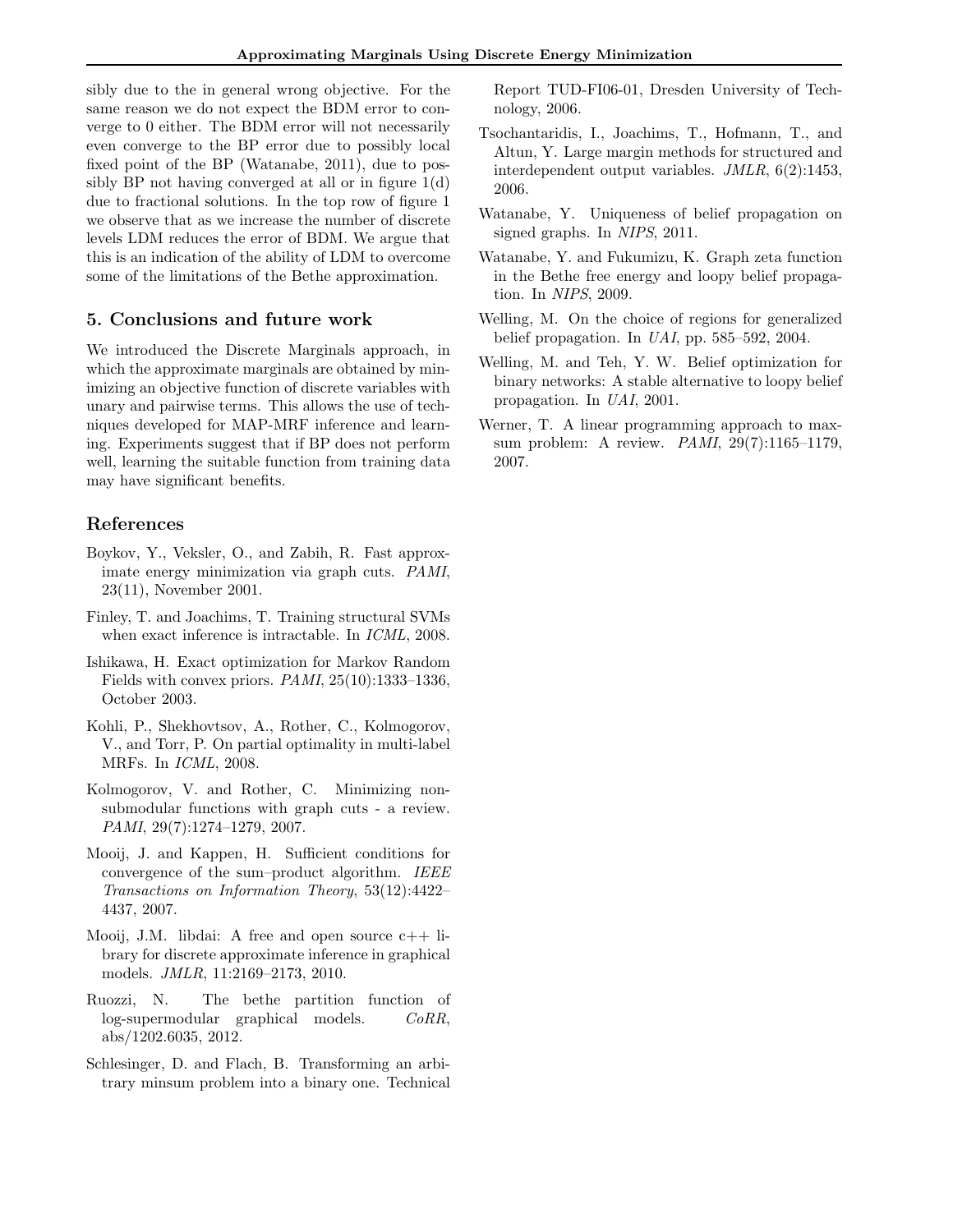sibly due to the in general wrong objective. For the same reason we do not expect the BDM error to converge to 0 either. The BDM error will not necessarily even converge to the BP error due to possibly local fixed point of the BP (Watanabe, 2011), due to possibly BP not having converged at all or in figure 1(d) due to fractional solutions. In the top row of figure 1 we observe that as we increase the number of discrete levels LDM reduces the error of BDM. We argue that this is an indication of the ability of LDM to overcome some of the limitations of the Bethe approximation.

## 5. Conclusions and future work

We introduced the Discrete Marginals approach, in which the approximate marginals are obtained by minimizing an objective function of discrete variables with unary and pairwise terms. This allows the use of techniques developed for MAP-MRF inference and learning. Experiments suggest that if BP does not perform well, learning the suitable function from training data may have significant benefits.

## References

Boykov, Y., Veksler, O., and Zabih, R. Fast approximate energy minimization via graph cuts. *PAMI*, 23(11), November 2001.

Finley, T. and Joachims, T. Training structural SVMs when exact inference is intractable. In *ICML*, 2008.

Ishikawa, H. Exact optimization for Markov Random Fields with convex priors. *PAMI*, 25(10):1333–1336, October 2003.

Kohli, P., Shekhovtsov, A., Rother, C., Kolmogorov, V., and Torr, P. On partial optimality in multi-label MRFs. In *ICML*, 2008.

Kolmogorov, V. and Rother, C. Minimizing non-submodular functions with graph cuts - a review. *PAMI*, 29(7):1274–1279, 2007.

Mooij, J. and Kappen, H. Sufficient conditions for convergence of the sum–product algorithm. *IEEE Transactions on Information Theory*, 53(12):4422–4437, 2007.

Mooij, J.M. libdai: A free and open source c++ library for discrete approximate inference in graphical models. *JMLR*, 11:2169–2173, 2010.

Ruozzi, N. The bethe partition function of log-supermodular graphical models. *CoRR*, abs/1202.6035, 2012.

Schlesinger, D. and Flach, B. Transforming an arbitrary minsum problem into a binary one. Technical Report TUD-FI06-01, Dresden University of Technology, 2006.

Tsochantaridis, I., Joachims, T., Hofmann, T., and Altun, Y. Large margin methods for structured and interdependent output variables. *JMLR*, 6(2):1453, 2006.

Watanabe, Y. Uniqueness of belief propagation on signed graphs. In *NIPS*, 2011.

Watanabe, Y. and Fukumizu, K. Graph zeta function in the Bethe free energy and loopy belief propagation. In *NIPS*, 2009.

Welling, M. On the choice of regions for generalized belief propagation. In *UAI*, pp. 585–592, 2004.

Welling, M. and Teh, Y. W. Belief optimization for binary networks: A stable alternative to loopy belief propagation. In *UAI*, 2001.

Werner, T. A linear programming approach to maxsum problem: A review. *PAMI*, 29(7):1165–1179, 2007.